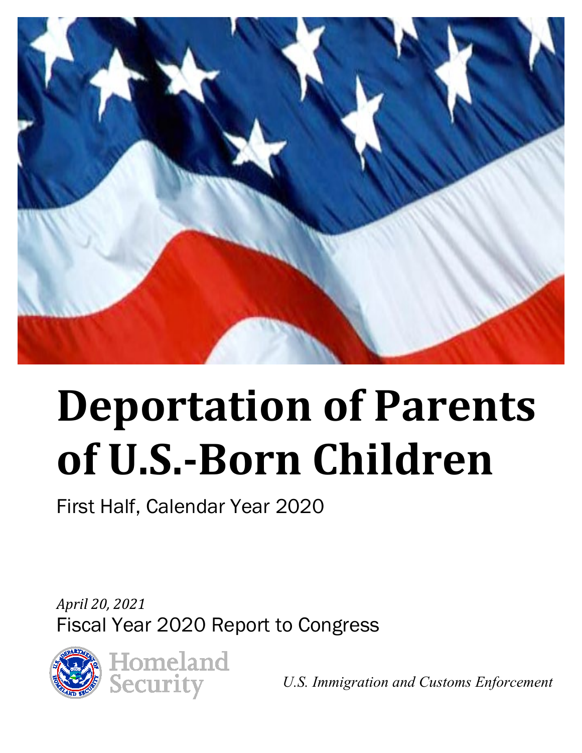# Deportation of Parents of U.S.-Born Children

First Half, Calendar Year 2020

*April 20, 2021*

Fiscal Year 2020 Report to Congress

Homeland Security

*U.S. Immigration and Customs Enforcement*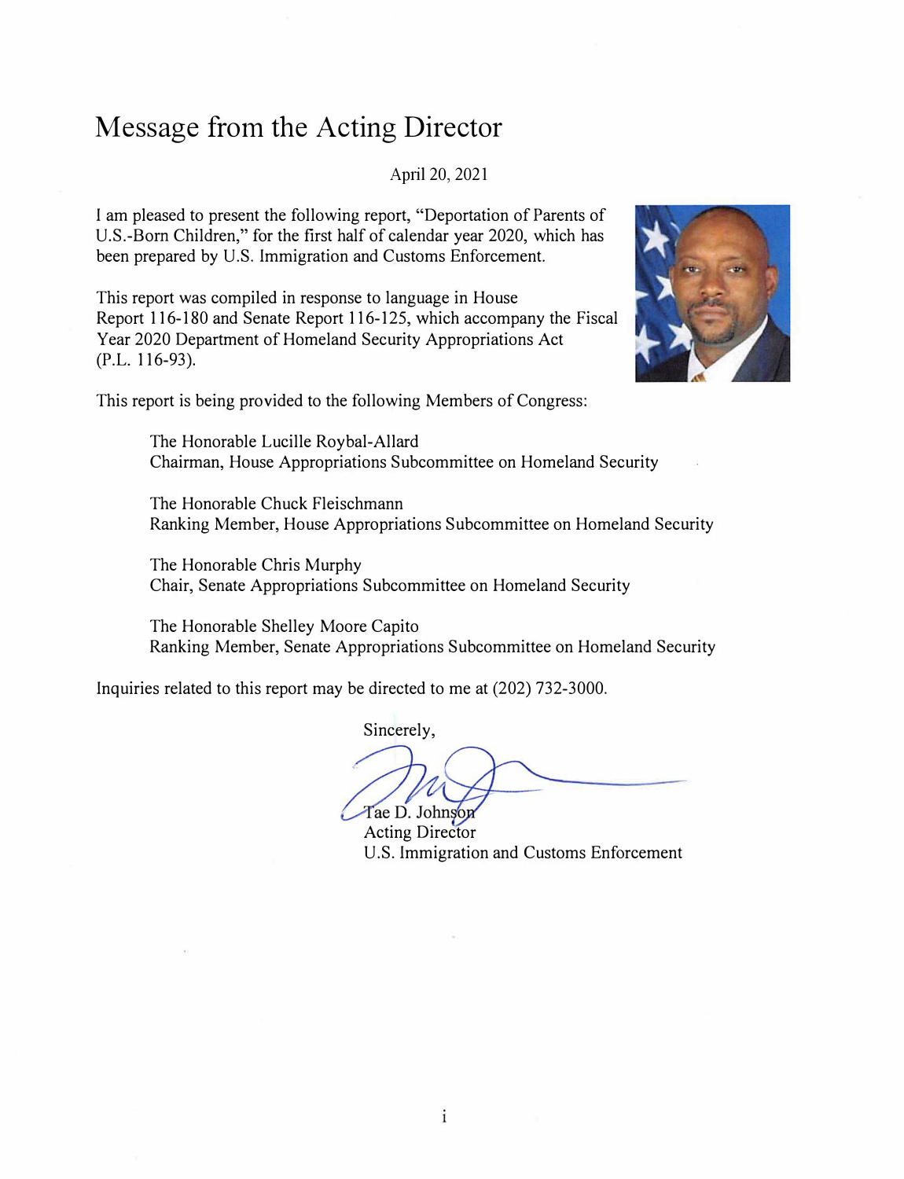# Message from the Acting Director

April 20, 2021

I am pleased to present the following report, "Deportation of Parents of U.S.-Born Children," for the first half of calendar year 2020, which has been prepared by U.S. Immigration and Customs Enforcement.

This report was compiled in response to language in House Report 116-180 and Senate Report 116-125, which accompany the Fiscal Year 2020 Department of Homeland Security Appropriations Act (P.L. 116-93).

This report is being provided to the following Members of Congress:

The Honorable Lucille Roybal-Allard
Chairman, House Appropriations Subcommittee on Homeland Security

The Honorable Chuck Fleischmann
Ranking Member, House Appropriations Subcommittee on Homeland Security

The Honorable Chris Murphy
Chair, Senate Appropriations Subcommittee on Homeland Security

The Honorable Shelley Moore Capito
Ranking Member, Senate Appropriations Subcommittee on Homeland Security

Inquiries related to this report may be directed to me at (202) 732-3000.

Sincerely,

Tae D. Johnson
Acting Director
U.S. Immigration and Customs Enforcement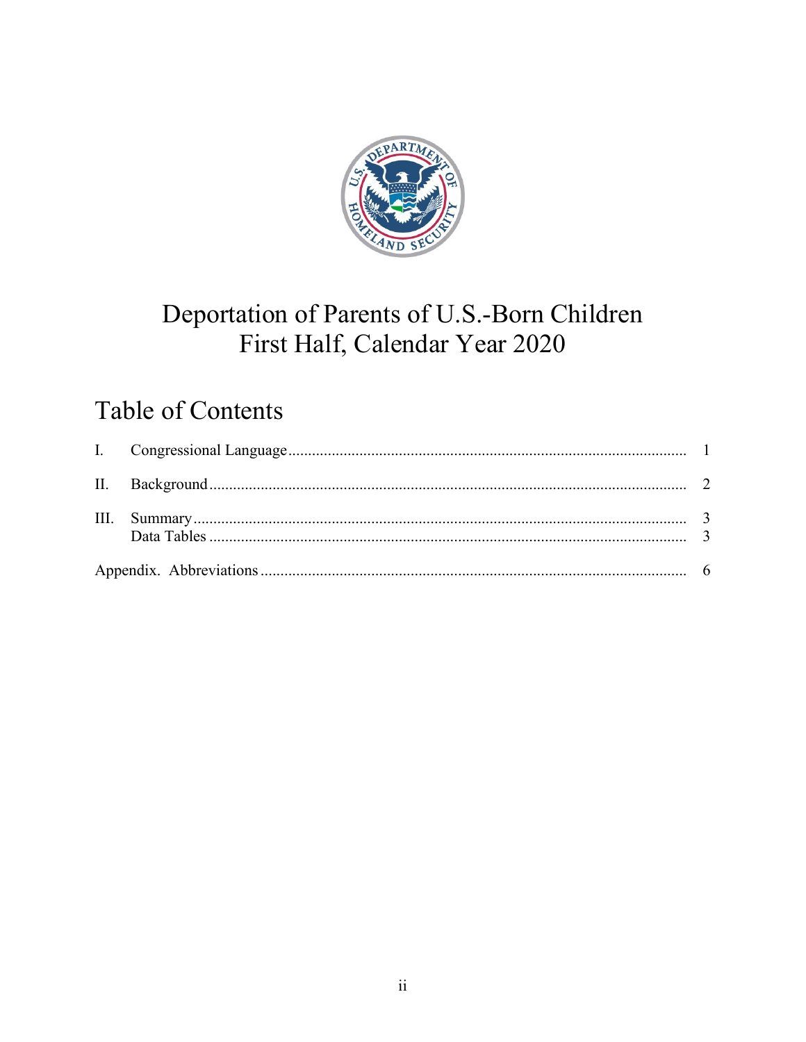# Deportation of Parents of U.S.-Born Children
# First Half, Calendar Year 2020

## Table of Contents

| | | |
|---|---|---|
| I. | Congressional Language | 1 |
| II. | Background | 2 |
| III. | Summary | 3 |
| | Data Tables | 3 |
| Appendix. | Abbreviations | 6 |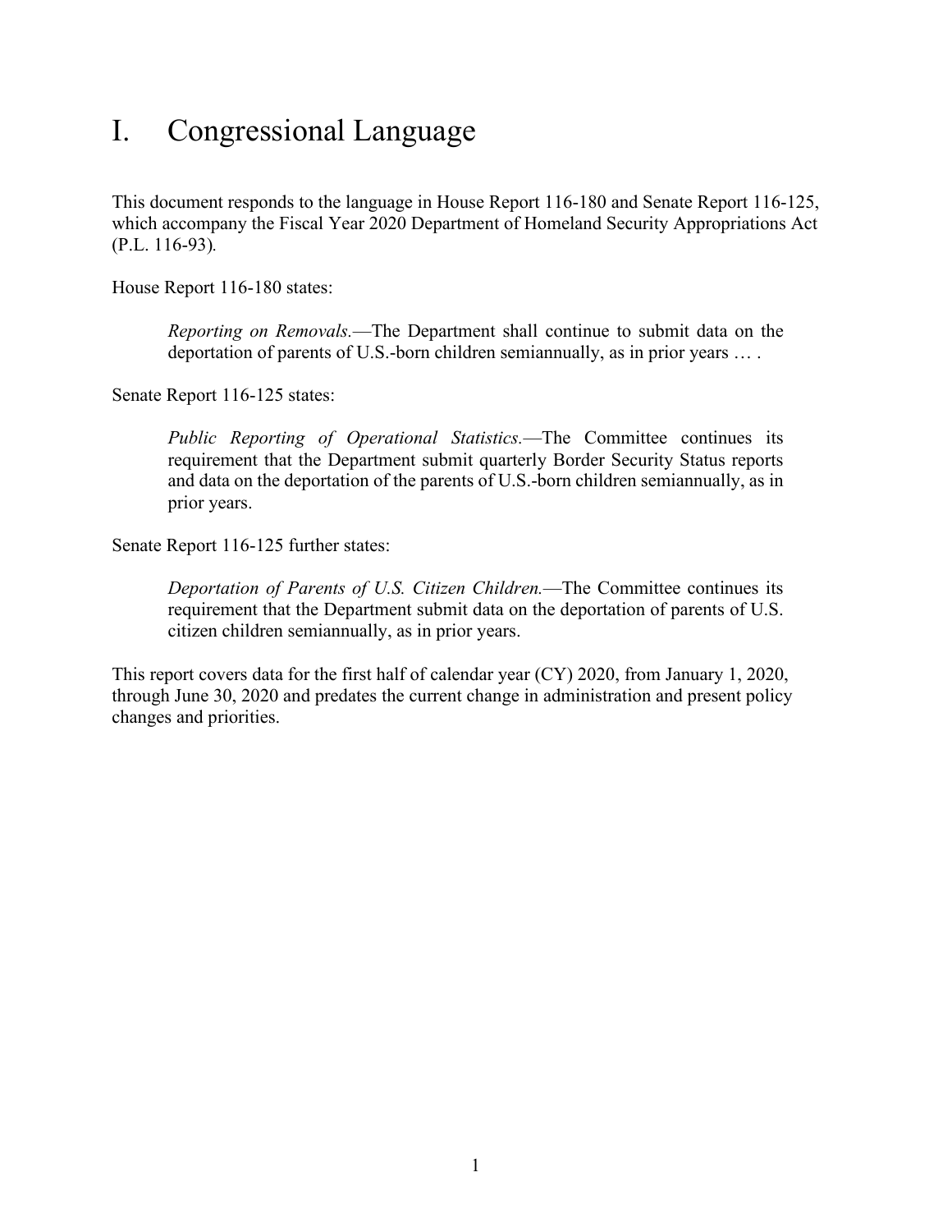# I. Congressional Language

This document responds to the language in House Report 116-180 and Senate Report 116-125, which accompany the Fiscal Year 2020 Department of Homeland Security Appropriations Act (P.L. 116-93).

House Report 116-180 states:

> *Reporting on Removals.*—The Department shall continue to submit data on the deportation of parents of U.S.-born children semiannually, as in prior years … .

Senate Report 116-125 states:

> *Public Reporting of Operational Statistics.*—The Committee continues its requirement that the Department submit quarterly Border Security Status reports and data on the deportation of the parents of U.S.-born children semiannually, as in prior years.

Senate Report 116-125 further states:

> *Deportation of Parents of U.S. Citizen Children.*—The Committee continues its requirement that the Department submit data on the deportation of parents of U.S. citizen children semiannually, as in prior years.

This report covers data for the first half of calendar year (CY) 2020, from January 1, 2020, through June 30, 2020 and predates the current change in administration and present policy changes and priorities.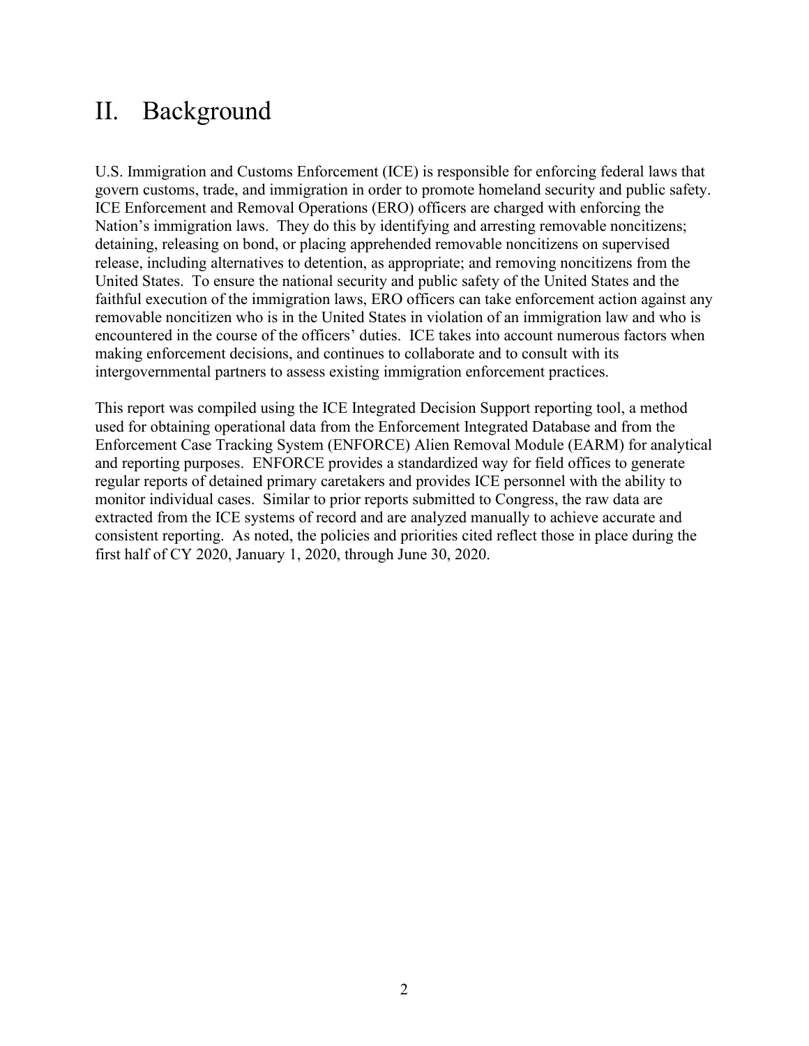# II. Background

U.S. Immigration and Customs Enforcement (ICE) is responsible for enforcing federal laws that govern customs, trade, and immigration in order to promote homeland security and public safety. ICE Enforcement and Removal Operations (ERO) officers are charged with enforcing the Nation's immigration laws. They do this by identifying and arresting removable noncitizens; detaining, releasing on bond, or placing apprehended removable noncitizens on supervised release, including alternatives to detention, as appropriate; and removing noncitizens from the United States. To ensure the national security and public safety of the United States and the faithful execution of the immigration laws, ERO officers can take enforcement action against any removable noncitizen who is in the United States in violation of an immigration law and who is encountered in the course of the officers' duties. ICE takes into account numerous factors when making enforcement decisions, and continues to collaborate and to consult with its intergovernmental partners to assess existing immigration enforcement practices.

This report was compiled using the ICE Integrated Decision Support reporting tool, a method used for obtaining operational data from the Enforcement Integrated Database and from the Enforcement Case Tracking System (ENFORCE) Alien Removal Module (EARM) for analytical and reporting purposes. ENFORCE provides a standardized way for field offices to generate regular reports of detained primary caretakers and provides ICE personnel with the ability to monitor individual cases. Similar to prior reports submitted to Congress, the raw data are extracted from the ICE systems of record and are analyzed manually to achieve accurate and consistent reporting. As noted, the policies and priorities cited reflect those in place during the first half of CY 2020, January 1, 2020, through June 30, 2020.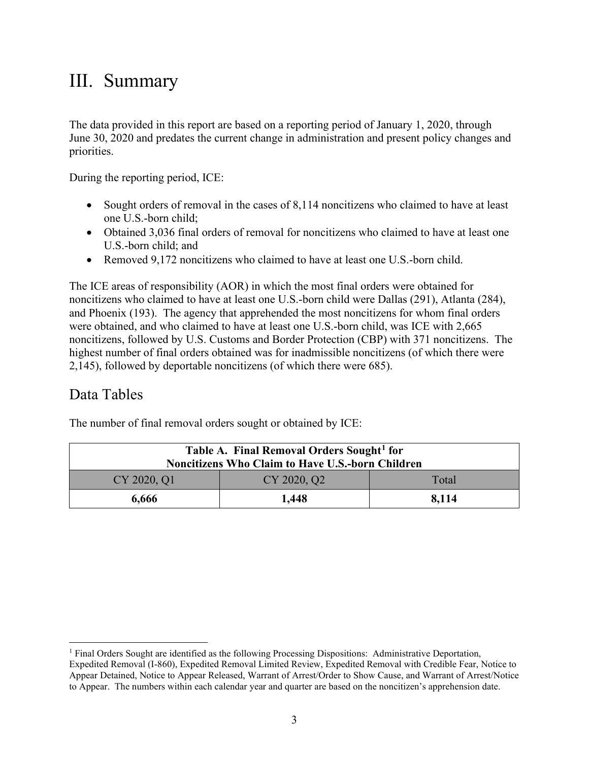# III. Summary

The data provided in this report are based on a reporting period of January 1, 2020, through June 30, 2020 and predates the current change in administration and present policy changes and priorities.

During the reporting period, ICE:

- Sought orders of removal in the cases of 8,114 noncitizens who claimed to have at least one U.S.-born child;
- Obtained 3,036 final orders of removal for noncitizens who claimed to have at least one U.S.-born child; and
- Removed 9,172 noncitizens who claimed to have at least one U.S.-born child.

The ICE areas of responsibility (AOR) in which the most final orders were obtained for noncitizens who claimed to have at least one U.S.-born child were Dallas (291), Atlanta (284), and Phoenix (193). The agency that apprehended the most noncitizens for whom final orders were obtained, and who claimed to have at least one U.S.-born child, was ICE with 2,665 noncitizens, followed by U.S. Customs and Border Protection (CBP) with 371 noncitizens. The highest number of final orders obtained was for inadmissible noncitizens (of which there were 2,145), followed by deportable noncitizens (of which there were 685).

## Data Tables

The number of final removal orders sought or obtained by ICE:

**Table A. Final Removal Orders Sought[1] for Noncitizens Who Claim to Have U.S.-born Children**

| CY 2020, Q1 | CY 2020, Q2 | Total |
|---|---|---|
| **6,666** | **1,448** | **8,114** |

[1] Final Orders Sought are identified as the following Processing Dispositions: Administrative Deportation, Expedited Removal (I-860), Expedited Removal Limited Review, Expedited Removal with Credible Fear, Notice to Appear Detained, Notice to Appear Released, Warrant of Arrest/Order to Show Cause, and Warrant of Arrest/Notice to Appear. The numbers within each calendar year and quarter are based on the noncitizen's apprehension date.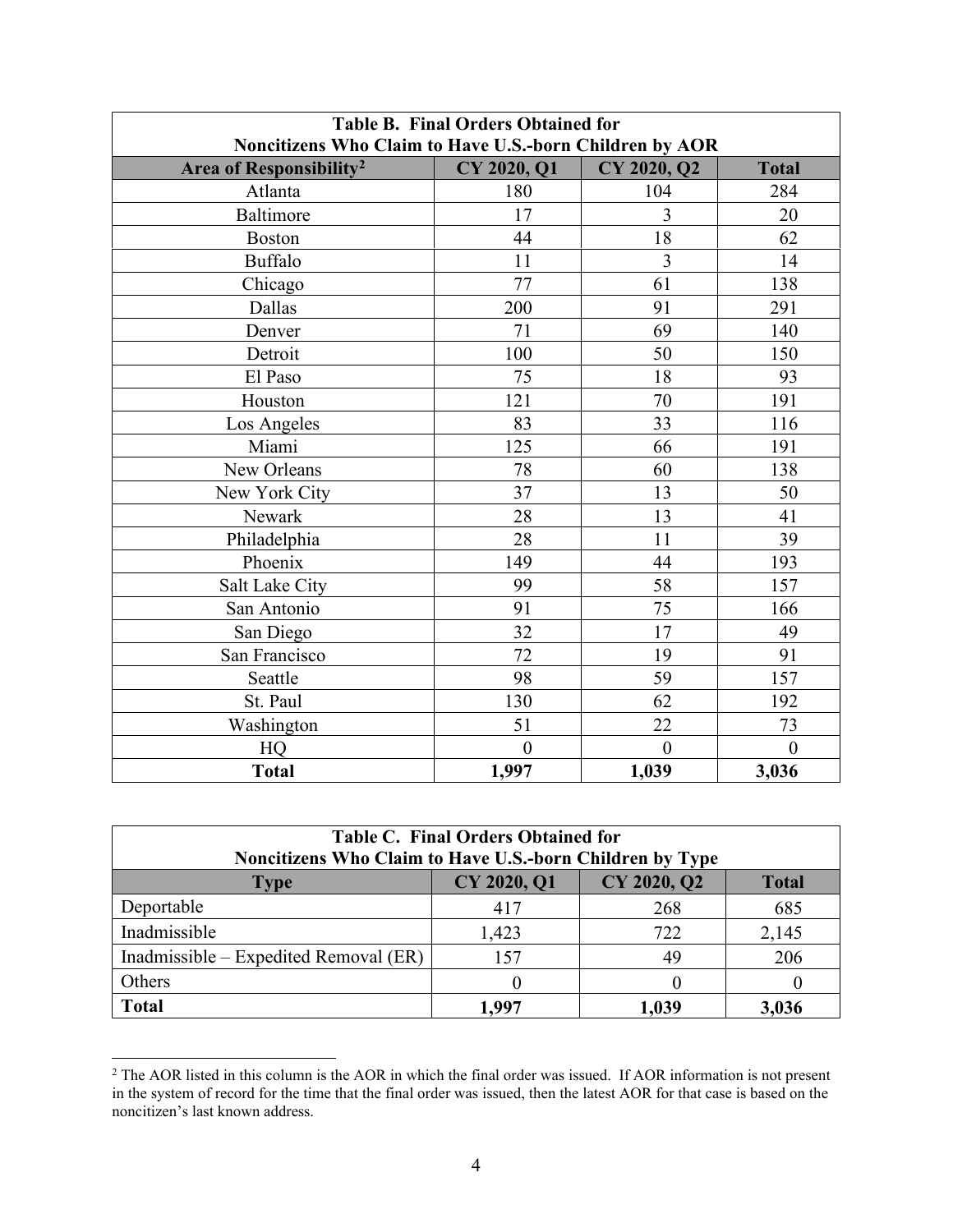| Table B. Final Orders Obtained for Noncitizens Who Claim to Have U.S.-born Children by AOR | | | |
|---|---|---|---|
| **Area of Responsibility[2]** | **CY 2020, Q1** | **CY 2020, Q2** | **Total** |
| Atlanta | 180 | 104 | 284 |
| Baltimore | 17 | 3 | 20 |
| Boston | 44 | 18 | 62 |
| Buffalo | 11 | 3 | 14 |
| Chicago | 77 | 61 | 138 |
| Dallas | 200 | 91 | 291 |
| Denver | 71 | 69 | 140 |
| Detroit | 100 | 50 | 150 |
| El Paso | 75 | 18 | 93 |
| Houston | 121 | 70 | 191 |
| Los Angeles | 83 | 33 | 116 |
| Miami | 125 | 66 | 191 |
| New Orleans | 78 | 60 | 138 |
| New York City | 37 | 13 | 50 |
| Newark | 28 | 13 | 41 |
| Philadelphia | 28 | 11 | 39 |
| Phoenix | 149 | 44 | 193 |
| Salt Lake City | 99 | 58 | 157 |
| San Antonio | 91 | 75 | 166 |
| San Diego | 32 | 17 | 49 |
| San Francisco | 72 | 19 | 91 |
| Seattle | 98 | 59 | 157 |
| St. Paul | 130 | 62 | 192 |
| Washington | 51 | 22 | 73 |
| HQ | 0 | 0 | 0 |
| **Total** | **1,997** | **1,039** | **3,036** |

| Table C. Final Orders Obtained for Noncitizens Who Claim to Have U.S.-born Children by Type | | | |
|---|---|---|---|
| **Type** | **CY 2020, Q1** | **CY 2020, Q2** | **Total** |
| Deportable | 417 | 268 | 685 |
| Inadmissible | 1,423 | 722 | 2,145 |
| Inadmissible – Expedited Removal (ER) | 157 | 49 | 206 |
| Others | 0 | 0 | 0 |
| **Total** | **1,997** | **1,039** | **3,036** |

[2] The AOR listed in this column is the AOR in which the final order was issued. If AOR information is not present in the system of record for the time that the final order was issued, then the latest AOR for that case is based on the noncitizen's last known address.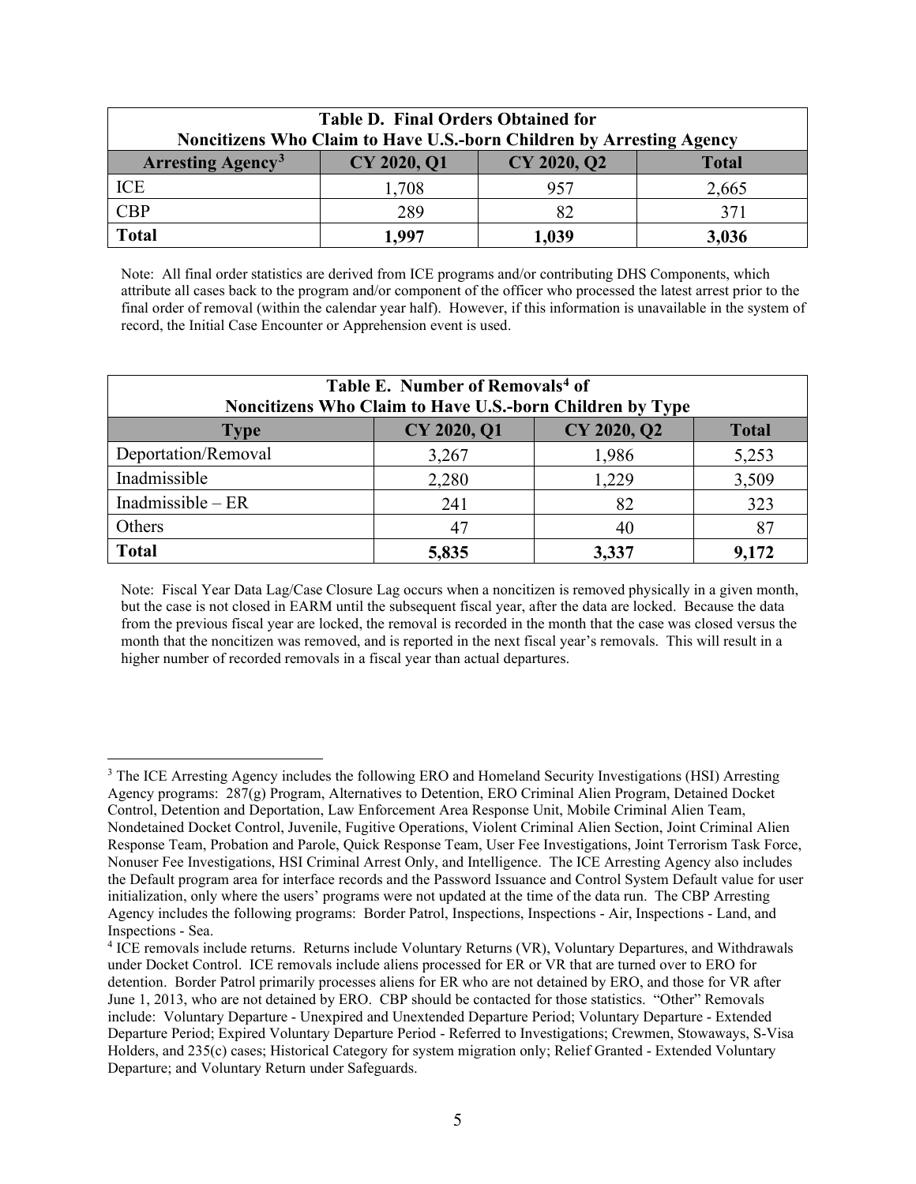| Table D. Final Orders Obtained for Noncitizens Who Claim to Have U.S.-born Children by Arresting Agency | | | |
|---|---|---|---|
| **Arresting Agency[3]** | **CY 2020, Q1** | **CY 2020, Q2** | **Total** |
| ICE | 1,708 | 957 | 2,665 |
| CBP | 289 | 82 | 371 |
| **Total** | **1,997** | **1,039** | **3,036** |

Note: All final order statistics are derived from ICE programs and/or contributing DHS Components, which attribute all cases back to the program and/or component of the officer who processed the latest arrest prior to the final order of removal (within the calendar year half). However, if this information is unavailable in the system of record, the Initial Case Encounter or Apprehension event is used.

| Table E. Number of Removals[4] of Noncitizens Who Claim to Have U.S.-born Children by Type | | | |
|---|---|---|---|
| **Type** | **CY 2020, Q1** | **CY 2020, Q2** | **Total** |
| Deportation/Removal | 3,267 | 1,986 | 5,253 |
| Inadmissible | 2,280 | 1,229 | 3,509 |
| Inadmissible – ER | 241 | 82 | 323 |
| Others | 47 | 40 | 87 |
| **Total** | **5,835** | **3,337** | **9,172** |

Note: Fiscal Year Data Lag/Case Closure Lag occurs when a noncitizen is removed physically in a given month, but the case is not closed in EARM until the subsequent fiscal year, after the data are locked. Because the data from the previous fiscal year are locked, the removal is recorded in the month that the case was closed versus the month that the noncitizen was removed, and is reported in the next fiscal year's removals. This will result in a higher number of recorded removals in a fiscal year than actual departures.

[3] The ICE Arresting Agency includes the following ERO and Homeland Security Investigations (HSI) Arresting Agency programs: 287(g) Program, Alternatives to Detention, ERO Criminal Alien Program, Detained Docket Control, Detention and Deportation, Law Enforcement Area Response Unit, Mobile Criminal Alien Team, Nondetained Docket Control, Juvenile, Fugitive Operations, Violent Criminal Alien Section, Joint Criminal Alien Response Team, Probation and Parole, Quick Response Team, User Fee Investigations, Joint Terrorism Task Force, Nonuser Fee Investigations, HSI Criminal Arrest Only, and Intelligence. The ICE Arresting Agency also includes the Default program area for interface records and the Password Issuance and Control System Default value for user initialization, only where the users' programs were not updated at the time of the data run. The CBP Arresting Agency includes the following programs: Border Patrol, Inspections, Inspections - Air, Inspections - Land, and Inspections - Sea.

[4] ICE removals include returns. Returns include Voluntary Returns (VR), Voluntary Departures, and Withdrawals under Docket Control. ICE removals include aliens processed for ER or VR that are turned over to ERO for detention. Border Patrol primarily processes aliens for ER who are not detained by ERO, and those for VR after June 1, 2013, who are not detained by ERO. CBP should be contacted for those statistics. "Other" Removals include: Voluntary Departure - Unexpired and Unextended Departure Period; Voluntary Departure - Extended Departure Period; Expired Voluntary Departure Period - Referred to Investigations; Crewmen, Stowaways, S-Visa Holders, and 235(c) cases; Historical Category for system migration only; Relief Granted - Extended Voluntary Departure; and Voluntary Return under Safeguards.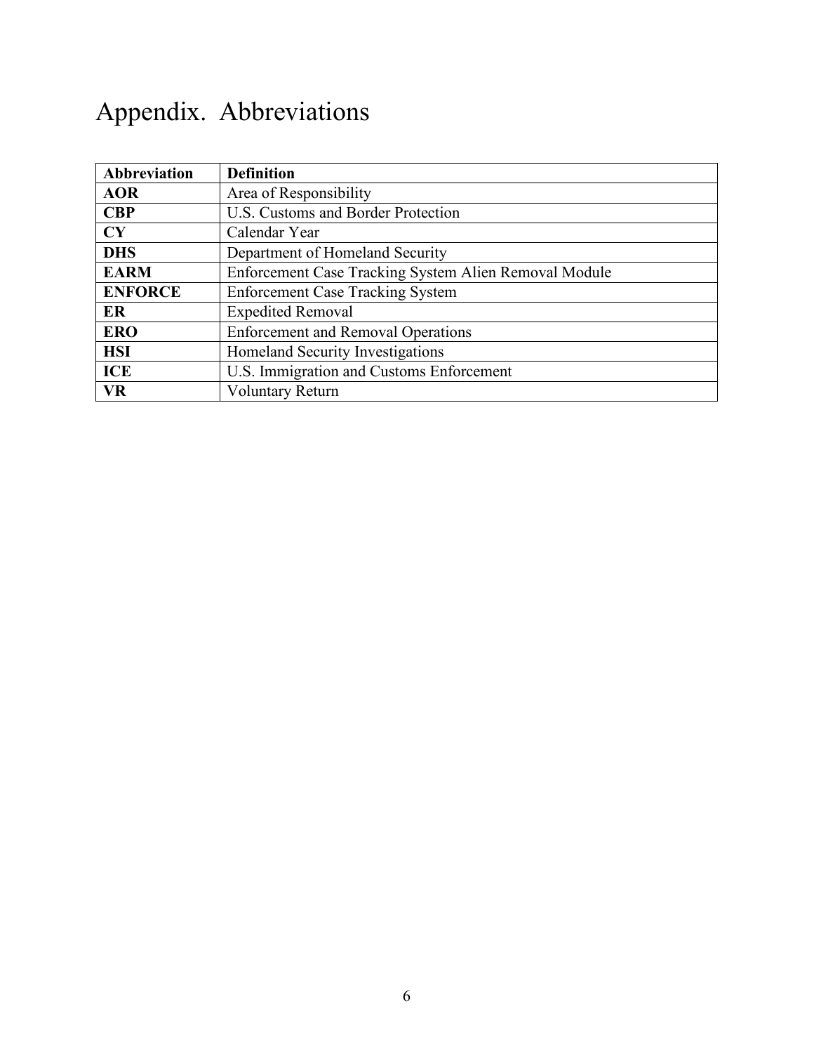# Appendix. Abbreviations

| Abbreviation | Definition |
|---|---|
| **AOR** | Area of Responsibility |
| **CBP** | U.S. Customs and Border Protection |
| **CY** | Calendar Year |
| **DHS** | Department of Homeland Security |
| **EARM** | Enforcement Case Tracking System Alien Removal Module |
| **ENFORCE** | Enforcement Case Tracking System |
| **ER** | Expedited Removal |
| **ERO** | Enforcement and Removal Operations |
| **HSI** | Homeland Security Investigations |
| **ICE** | U.S. Immigration and Customs Enforcement |
| **VR** | Voluntary Return |